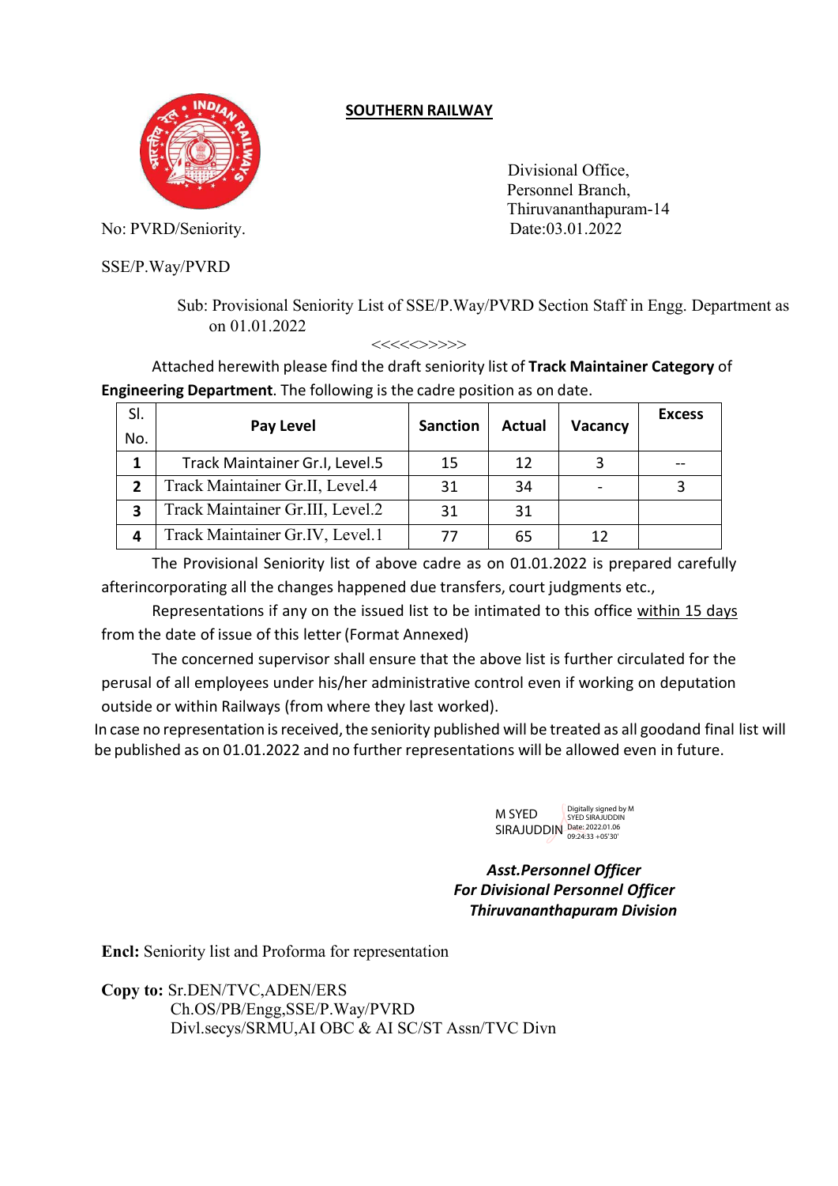## SOUTHERN RAILWAY

Divisional Office,
Personnel Branch,
Thiruvananthapuram-14

No: PVRD/Seniority.                                                                 Date:03.01.2022

SSE/P.Way/PVRD

Sub: Provisional Seniority List of SSE/P.Way/PVRD Section Staff in Engg. Department as on 01.01.2022

<<<<>>>>

Attached herewith please find the draft seniority list of **Track Maintainer Category** of **Engineering Department**. The following is the cadre position as on date.

| Sl. No. | Pay Level | Sanction | Actual | Vacancy | Excess |
|---|---|---|---|---|---|
| **1** | Track Maintainer Gr.I, Level.5 | 15 | 12 | 3 | -- |
| **2** | Track Maintainer Gr.II, Level.4 | 31 | 34 | - | 3 |
| **3** | Track Maintainer Gr.III, Level.2 | 31 | 31 | | |
| **4** | Track Maintainer Gr.IV, Level.1 | 77 | 65 | 12 | |

The Provisional Seniority list of above cadre as on 01.01.2022 is prepared carefully afterincorporating all the changes happened due transfers, court judgments etc.,

Representations if any on the issued list to be intimated to this office within 15 days from the date of issue of this letter (Format Annexed)

The concerned supervisor shall ensure that the above list is further circulated for the perusal of all employees under his/her administrative control even if working on deputation outside or within Railways (from where they last worked).

In case no representation is received, the seniority published will be treated as all goodand final list will be published as on 01.01.2022 and no further representations will be allowed even in future.

M SYED SIRAJUDDIN — Digitally signed by M SYED SIRAJUDDIN Date: 2022.01.06 09:24:33 +05'30'

***Asst.Personnel Officer***
***For Divisional Personnel Officer***
***Thiruvananthapuram Division***

**Encl:** Seniority list and Proforma for representation

**Copy to:** Sr.DEN/TVC,ADEN/ERS
Ch.OS/PB/Engg,SSE/P.Way/PVRD
Divl.secys/SRMU,AI OBC & AI SC/ST Assn/TVC Divn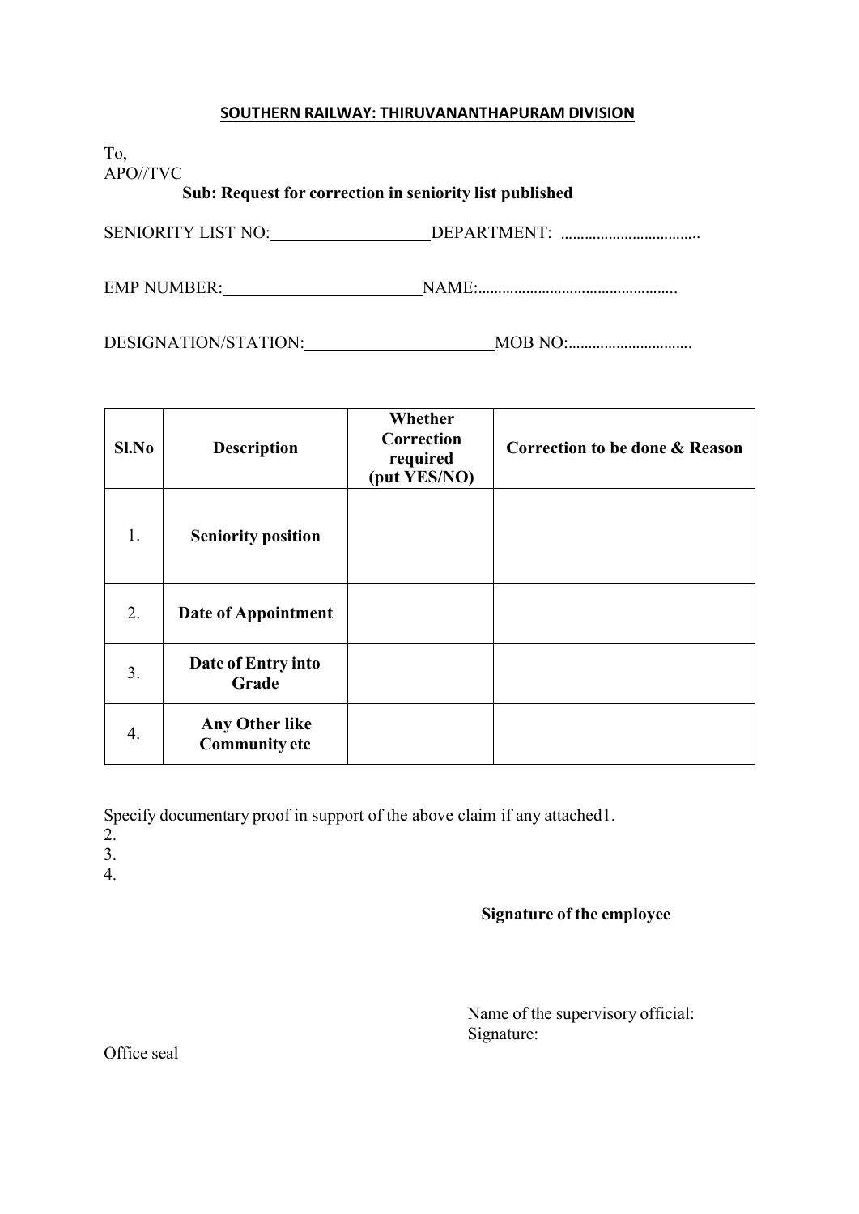**SOUTHERN RAILWAY: THIRUVANANTHAPURAM DIVISION**

To,
APO//TVC

**Sub: Request for correction in seniority list published**

SENIORITY LIST NO:\_\_\_\_\_\_\_\_\_\_\_\_\_\_\_\_\_\_\_\_ DEPARTMENT: ..................................

EMP NUMBER:\_\_\_\_\_\_\_\_\_\_\_\_\_\_\_\_\_\_\_\_\_\_\_\_ NAME:.................................................

DESIGNATION/STATION:\_\_\_\_\_\_\_\_\_\_\_\_\_\_\_\_\_\_\_\_\_\_\_ MOB NO:..............................

| Sl.No | Description | Whether Correction required (put YES/NO) | Correction to be done & Reason |
|---|---|---|---|
| 1. | **Seniority position** | | |
| 2. | **Date of Appointment** | | |
| 3. | **Date of Entry into Grade** | | |
| 4. | **Any Other like Community etc** | | |

Specify documentary proof in support of the above claim if any attached1.
2.
3.
4.

**Signature of the employee**

Name of the supervisory official:
Signature:

Office seal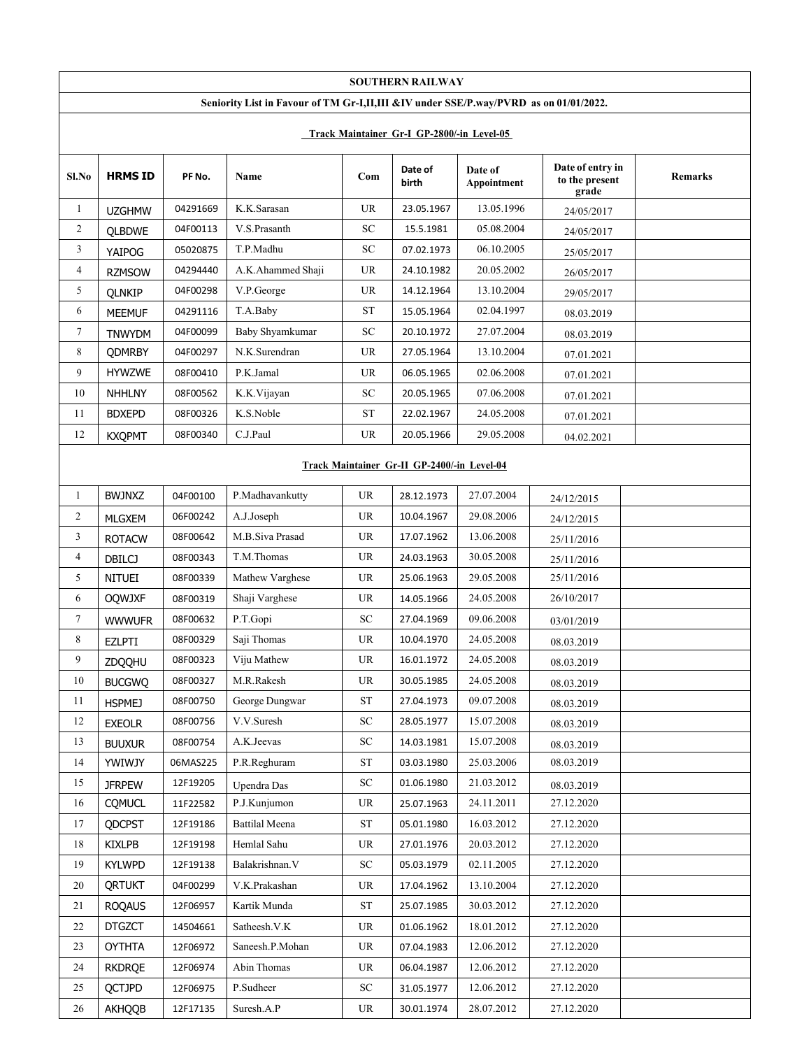## SOUTHERN RAILWAY

### Seniority List in Favour of TM Gr-I,II,III &IV under SSE/P.way/PVRD as on 01/01/2022.

#### Track Maintainer Gr-I GP-2800/-in Level-05

| Sl.No | HRMS ID | PF No. | Name | Com | Date of birth | Date of Appointment | Date of entry in to the present grade | Remarks |
|---|---|---|---|---|---|---|---|---|
| 1 | UZGHMW | 04291669 | K.K.Sarasan | UR | 23.05.1967 | 13.05.1996 | 24/05/2017 | |
| 2 | QLBDWE | 04F00113 | V.S.Prasanth | SC | 15.5.1981 | 05.08.2004 | 24/05/2017 | |
| 3 | YAIPOG | 05020875 | T.P.Madhu | SC | 07.02.1973 | 06.10.2005 | 25/05/2017 | |
| 4 | RZMSOW | 04294440 | A.K.Ahammed Shaji | UR | 24.10.1982 | 20.05.2002 | 26/05/2017 | |
| 5 | QLNKIP | 04F00298 | V.P.George | UR | 14.12.1964 | 13.10.2004 | 29/05/2017 | |
| 6 | MEEMUF | 04291116 | T.A.Baby | ST | 15.05.1964 | 02.04.1997 | 08.03.2019 | |
| 7 | TNWYDM | 04F00099 | Baby Shyamkumar | SC | 20.10.1972 | 27.07.2004 | 08.03.2019 | |
| 8 | QDMRBY | 04F00297 | N.K.Surendran | UR | 27.05.1964 | 13.10.2004 | 07.01.2021 | |
| 9 | HYWZWE | 08F00410 | P.K.Jamal | UR | 06.05.1965 | 02.06.2008 | 07.01.2021 | |
| 10 | NHHLNY | 08F00562 | K.K.Vijayan | SC | 20.05.1965 | 07.06.2008 | 07.01.2021 | |
| 11 | BDXEPD | 08F00326 | K.S.Noble | ST | 22.02.1967 | 24.05.2008 | 07.01.2021 | |
| 12 | KXQPMT | 08F00340 | C.J.Paul | UR | 20.05.1966 | 29.05.2008 | 04.02.2021 | |

#### Track Maintainer Gr-II GP-2400/-in Level-04

| Sl.No | HRMS ID | PF No. | Name | Com | Date of birth | Date of Appointment | Date of entry in to the present grade | Remarks |
|---|---|---|---|---|---|---|---|---|
| 1 | BWJNXZ | 04F00100 | P.Madhavankutty | UR | 28.12.1973 | 27.07.2004 | 24/12/2015 | |
| 2 | MLGXEM | 06F00242 | A.J.Joseph | UR | 10.04.1967 | 29.08.2006 | 24/12/2015 | |
| 3 | ROTACW | 08F00642 | M.B.Siva Prasad | UR | 17.07.1962 | 13.06.2008 | 25/11/2016 | |
| 4 | DBILCJ | 08F00343 | T.M.Thomas | UR | 24.03.1963 | 30.05.2008 | 25/11/2016 | |
| 5 | NITUEI | 08F00339 | Mathew Varghese | UR | 25.06.1963 | 29.05.2008 | 25/11/2016 | |
| 6 | OQWJXF | 08F00319 | Shaji Varghese | UR | 14.05.1966 | 24.05.2008 | 26/10/2017 | |
| 7 | WWWUFR | 08F00632 | P.T.Gopi | SC | 27.04.1969 | 09.06.2008 | 03/01/2019 | |
| 8 | EZLPTI | 08F00329 | Saji Thomas | UR | 10.04.1970 | 24.05.2008 | 08.03.2019 | |
| 9 | ZDQQHU | 08F00323 | Viju Mathew | UR | 16.01.1972 | 24.05.2008 | 08.03.2019 | |
| 10 | BUCGWQ | 08F00327 | M.R.Rakesh | UR | 30.05.1985 | 24.05.2008 | 08.03.2019 | |
| 11 | HSPMEJ | 08F00750 | George Dungwar | ST | 27.04.1973 | 09.07.2008 | 08.03.2019 | |
| 12 | EXEOLR | 08F00756 | V.V.Suresh | SC | 28.05.1977 | 15.07.2008 | 08.03.2019 | |
| 13 | BUUXUR | 08F00754 | A.K.Jeevas | SC | 14.03.1981 | 15.07.2008 | 08.03.2019 | |
| 14 | YWIWJY | 06MAS225 | P.R.Reghuram | ST | 03.03.1980 | 25.03.2006 | 08.03.2019 | |
| 15 | JFRPEW | 12F19205 | Upendra Das | SC | 01.06.1980 | 21.03.2012 | 08.03.2019 | |
| 16 | CQMUCL | 11F22582 | P.J.Kunjumon | UR | 25.07.1963 | 24.11.2011 | 27.12.2020 | |
| 17 | QDCPST | 12F19186 | Battilal Meena | ST | 05.01.1980 | 16.03.2012 | 27.12.2020 | |
| 18 | KIXLPB | 12F19198 | Hemlal Sahu | UR | 27.01.1976 | 20.03.2012 | 27.12.2020 | |
| 19 | KYLWPD | 12F19138 | Balakrishnan.V | SC | 05.03.1979 | 02.11.2005 | 27.12.2020 | |
| 20 | QRTUKT | 04F00299 | V.K.Prakashan | UR | 17.04.1962 | 13.10.2004 | 27.12.2020 | |
| 21 | ROQAUS | 12F06957 | Kartik Munda | ST | 25.07.1985 | 30.03.2012 | 27.12.2020 | |
| 22 | DTGZCT | 14504661 | Satheesh.V.K | UR | 01.06.1962 | 18.01.2012 | 27.12.2020 | |
| 23 | OYTHTA | 12F06972 | Saneesh.P.Mohan | UR | 07.04.1983 | 12.06.2012 | 27.12.2020 | |
| 24 | RKDRQE | 12F06974 | Abin Thomas | UR | 06.04.1987 | 12.06.2012 | 27.12.2020 | |
| 25 | QCTJPD | 12F06975 | P.Sudheer | SC | 31.05.1977 | 12.06.2012 | 27.12.2020 | |
| 26 | AKHQQB | 12F17135 | Suresh.A.P | UR | 30.01.1974 | 28.07.2012 | 27.12.2020 | |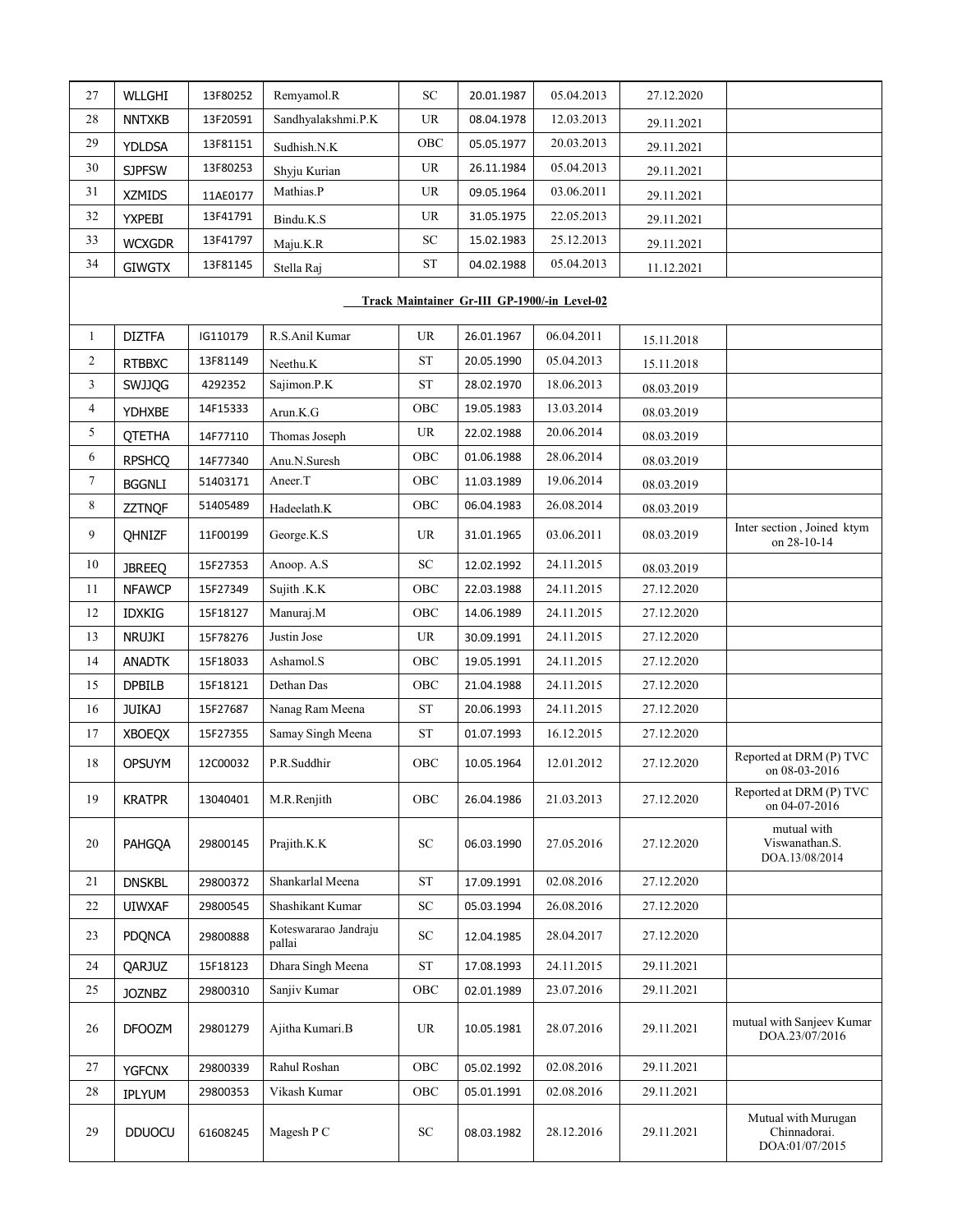| 27 | WLLGHI | 13F80252 | Remyamol.R | SC | 20.01.1987 | 05.04.2013 | 27.12.2020 | |
|---|---|---|---|---|---|---|---|---|
| 28 | NNTXKB | 13F20591 | Sandhyalakshmi.P.K | UR | 08.04.1978 | 12.03.2013 | 29.11.2021 | |
| 29 | YDLDSA | 13F81151 | Sudhish.N.K | OBC | 05.05.1977 | 20.03.2013 | 29.11.2021 | |
| 30 | SJPFSW | 13F80253 | Shyju Kurian | UR | 26.11.1984 | 05.04.2013 | 29.11.2021 | |
| 31 | XZMIDS | 11AE0177 | Mathias.P | UR | 09.05.1964 | 03.06.2011 | 29.11.2021 | |
| 32 | YXPEBI | 13F41791 | Bindu.K.S | UR | 31.05.1975 | 22.05.2013 | 29.11.2021 | |
| 33 | WCXGDR | 13F41797 | Maju.K.R | SC | 15.02.1983 | 25.12.2013 | 29.11.2021 | |
| 34 | GIWGTX | 13F81145 | Stella Raj | ST | 04.02.1988 | 05.04.2013 | 11.12.2021 | |
| | | | | **Track Maintainer Gr-III GP-1900/-in Level-02** | | | | |
| 1 | DIZTFA | IG110179 | R.S.Anil Kumar | UR | 26.01.1967 | 06.04.2011 | 15.11.2018 | |
| 2 | RTBBXC | 13F81149 | Neethu.K | ST | 20.05.1990 | 05.04.2013 | 15.11.2018 | |
| 3 | SWJJQG | 4292352 | Sajimon.P.K | ST | 28.02.1970 | 18.06.2013 | 08.03.2019 | |
| 4 | YDHXBE | 14F15333 | Arun.K.G | OBC | 19.05.1983 | 13.03.2014 | 08.03.2019 | |
| 5 | QTETHA | 14F77110 | Thomas Joseph | UR | 22.02.1988 | 20.06.2014 | 08.03.2019 | |
| 6 | RPSHCQ | 14F77340 | Anu.N.Suresh | OBC | 01.06.1988 | 28.06.2014 | 08.03.2019 | |
| 7 | BGGNLI | 51403171 | Aneer.T | OBC | 11.03.1989 | 19.06.2014 | 08.03.2019 | |
| 8 | ZZTNQF | 51405489 | Hadeelath.K | OBC | 06.04.1983 | 26.08.2014 | 08.03.2019 | |
| 9 | QHNIZF | 11F00199 | George.K.S | UR | 31.01.1965 | 03.06.2011 | 08.03.2019 | Inter section , Joined ktym on 28-10-14 |
| 10 | JBREEQ | 15F27353 | Anoop. A.S | SC | 12.02.1992 | 24.11.2015 | 08.03.2019 | |
| 11 | NFAWCP | 15F27349 | Sujith .K.K | OBC | 22.03.1988 | 24.11.2015 | 27.12.2020 | |
| 12 | IDXKIG | 15F18127 | Manuraj.M | OBC | 14.06.1989 | 24.11.2015 | 27.12.2020 | |
| 13 | NRUJKI | 15F78276 | Justin Jose | UR | 30.09.1991 | 24.11.2015 | 27.12.2020 | |
| 14 | ANADTK | 15F18033 | Ashamol.S | OBC | 19.05.1991 | 24.11.2015 | 27.12.2020 | |
| 15 | DPBILB | 15F18121 | Dethan Das | OBC | 21.04.1988 | 24.11.2015 | 27.12.2020 | |
| 16 | JUIKAJ | 15F27687 | Nanag Ram Meena | ST | 20.06.1993 | 24.11.2015 | 27.12.2020 | |
| 17 | XBOEQX | 15F27355 | Samay Singh Meena | ST | 01.07.1993 | 16.12.2015 | 27.12.2020 | |
| 18 | OPSUYM | 12C00032 | P.R.Suddhir | OBC | 10.05.1964 | 12.01.2012 | 27.12.2020 | Reported at DRM (P) TVC on 08-03-2016 |
| 19 | KRATPR | 13040401 | M.R.Renjith | OBC | 26.04.1986 | 21.03.2013 | 27.12.2020 | Reported at DRM (P) TVC on 04-07-2016 |
| 20 | PAHGQA | 29800145 | Prajith.K.K | SC | 06.03.1990 | 27.05.2016 | 27.12.2020 | mutual with Viswanathan.S. DOA.13/08/2014 |
| 21 | DNSKBL | 29800372 | Shankarlal Meena | ST | 17.09.1991 | 02.08.2016 | 27.12.2020 | |
| 22 | UIWXAF | 29800545 | Shashikant Kumar | SC | 05.03.1994 | 26.08.2016 | 27.12.2020 | |
| 23 | PDQNCA | 29800888 | Koteswararao Jandraju pallai | SC | 12.04.1985 | 28.04.2017 | 27.12.2020 | |
| 24 | QARJUZ | 15F18123 | Dhara Singh Meena | ST | 17.08.1993 | 24.11.2015 | 29.11.2021 | |
| 25 | JOZNBZ | 29800310 | Sanjiv Kumar | OBC | 02.01.1989 | 23.07.2016 | 29.11.2021 | |
| 26 | DFOOZM | 29801279 | Ajitha Kumari.B | UR | 10.05.1981 | 28.07.2016 | 29.11.2021 | mutual with Sanjeev Kumar DOA.23/07/2016 |
| 27 | YGFCNX | 29800339 | Rahul Roshan | OBC | 05.02.1992 | 02.08.2016 | 29.11.2021 | |
| 28 | IPLYUM | 29800353 | Vikash Kumar | OBC | 05.01.1991 | 02.08.2016 | 29.11.2021 | |
| 29 | DDUOCU | 61608245 | Magesh P C | SC | 08.03.1982 | 28.12.2016 | 29.11.2021 | Mutual with Murugan Chinnadorai. DOA:01/07/2015 |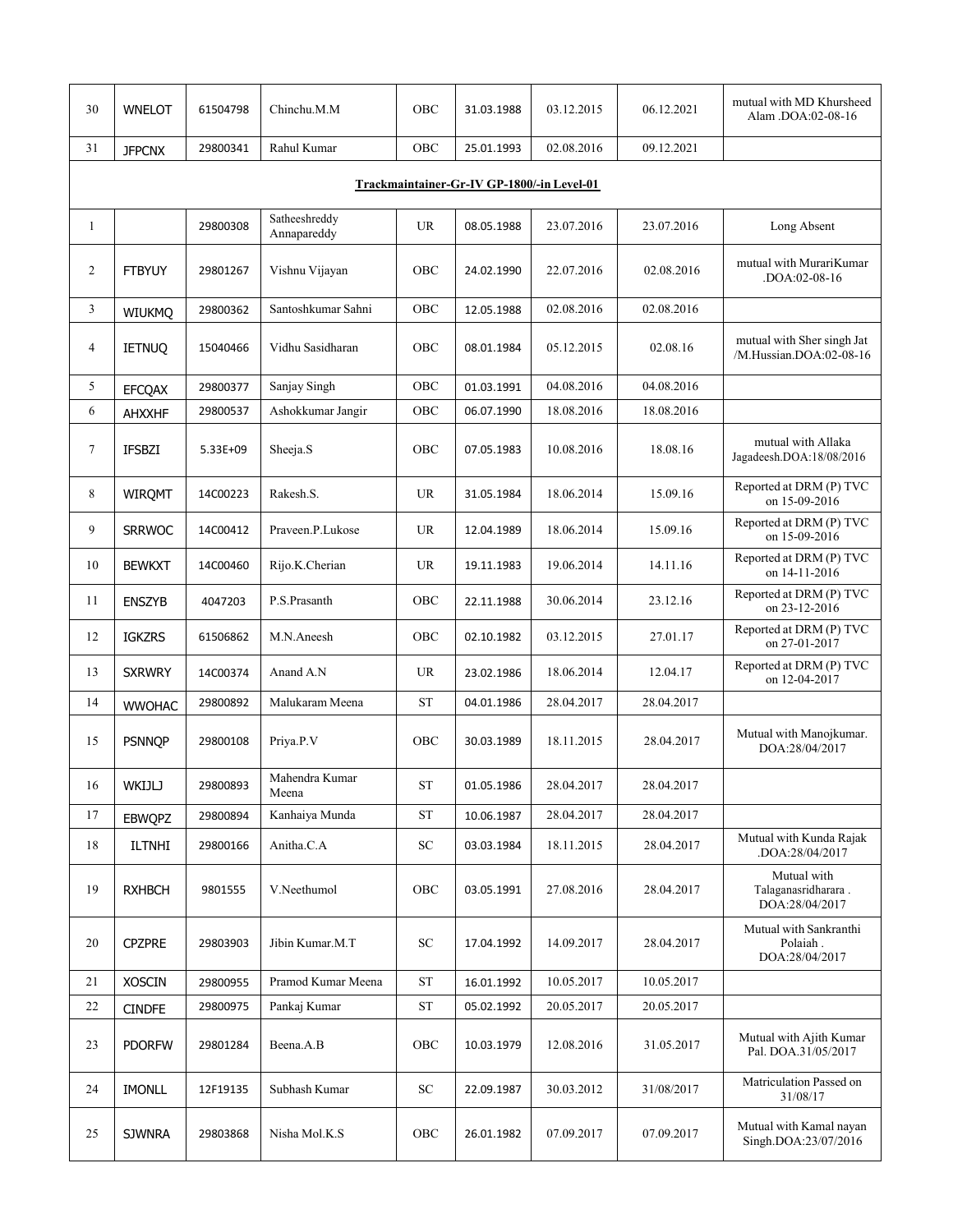| 30 | WNELOT | 61504798 | Chinchu.M.M | OBC | 31.03.1988 | 03.12.2015 | 06.12.2021 | mutual with MD Khursheed Alam .DOA:02-08-16 |
|---|---|---|---|---|---|---|---|---|
| 31 | JFPCNX | 29800341 | Rahul Kumar | OBC | 25.01.1993 | 02.08.2016 | 09.12.2021 | |
| **Trackmaintainer-Gr-IV GP-1800/-in Level-01** | | | | | | | | |
| 1 | | 29800308 | Satheeshreddy Annapareddy | UR | 08.05.1988 | 23.07.2016 | 23.07.2016 | Long Absent |
| 2 | FTBYUY | 29801267 | Vishnu Vijayan | OBC | 24.02.1990 | 22.07.2016 | 02.08.2016 | mutual with MurariKumar .DOA:02-08-16 |
| 3 | WIUKMQ | 29800362 | Santoshkumar Sahni | OBC | 12.05.1988 | 02.08.2016 | 02.08.2016 | |
| 4 | IETNUQ | 15040466 | Vidhu Sasidharan | OBC | 08.01.1984 | 05.12.2015 | 02.08.16 | mutual with Sher singh Jat /M.Hussian.DOA:02-08-16 |
| 5 | EFCQAX | 29800377 | Sanjay Singh | OBC | 01.03.1991 | 04.08.2016 | 04.08.2016 | |
| 6 | AHXXHF | 29800537 | Ashokkumar Jangir | OBC | 06.07.1990 | 18.08.2016 | 18.08.2016 | |
| 7 | IFSBZI | 5.33E+09 | Sheeja.S | OBC | 07.05.1983 | 10.08.2016 | 18.08.16 | mutual with Allaka Jagadeesh.DOA:18/08/2016 |
| 8 | WIRQMT | 14C00223 | Rakesh.S. | UR | 31.05.1984 | 18.06.2014 | 15.09.16 | Reported at DRM (P) TVC on 15-09-2016 |
| 9 | SRRWOC | 14C00412 | Praveen.P.Lukose | UR | 12.04.1989 | 18.06.2014 | 15.09.16 | Reported at DRM (P) TVC on 15-09-2016 |
| 10 | BEWKXT | 14C00460 | Rijo.K.Cherian | UR | 19.11.1983 | 19.06.2014 | 14.11.16 | Reported at DRM (P) TVC on 14-11-2016 |
| 11 | ENSZYB | 4047203 | P.S.Prasanth | OBC | 22.11.1988 | 30.06.2014 | 23.12.16 | Reported at DRM (P) TVC on 23-12-2016 |
| 12 | IGKZRS | 61506862 | M.N.Aneesh | OBC | 02.10.1982 | 03.12.2015 | 27.01.17 | Reported at DRM (P) TVC on 27-01-2017 |
| 13 | SXRWRY | 14C00374 | Anand A.N | UR | 23.02.1986 | 18.06.2014 | 12.04.17 | Reported at DRM (P) TVC on 12-04-2017 |
| 14 | WWOHAC | 29800892 | Malukaram Meena | ST | 04.01.1986 | 28.04.2017 | 28.04.2017 | |
| 15 | PSNNQP | 29800108 | Priya.P.V | OBC | 30.03.1989 | 18.11.2015 | 28.04.2017 | Mutual with Manojkumar. DOA:28/04/2017 |
| 16 | WKIJLJ | 29800893 | Mahendra Kumar Meena | ST | 01.05.1986 | 28.04.2017 | 28.04.2017 | |
| 17 | EBWQPZ | 29800894 | Kanhaiya Munda | ST | 10.06.1987 | 28.04.2017 | 28.04.2017 | |
| 18 | ILTNHI | 29800166 | Anitha.C.A | SC | 03.03.1984 | 18.11.2015 | 28.04.2017 | Mutual with Kunda Rajak .DOA:28/04/2017 |
| 19 | RXHBCH | 9801555 | V.Neethumol | OBC | 03.05.1991 | 27.08.2016 | 28.04.2017 | Mutual with Talaganasridharara . DOA:28/04/2017 |
| 20 | CPZPRE | 29803903 | Jibin Kumar.M.T | SC | 17.04.1992 | 14.09.2017 | 28.04.2017 | Mutual with Sankranthi Polaiah . DOA:28/04/2017 |
| 21 | XOSCIN | 29800955 | Pramod Kumar Meena | ST | 16.01.1992 | 10.05.2017 | 10.05.2017 | |
| 22 | CINDFE | 29800975 | Pankaj Kumar | ST | 05.02.1992 | 20.05.2017 | 20.05.2017 | |
| 23 | PDORFW | 29801284 | Beena.A.B | OBC | 10.03.1979 | 12.08.2016 | 31.05.2017 | Mutual with Ajith Kumar Pal. DOA.31/05/2017 |
| 24 | IMONLL | 12F19135 | Subhash Kumar | SC | 22.09.1987 | 30.03.2012 | 31/08/2017 | Matriculation Passed on 31/08/17 |
| 25 | SJWNRA | 29803868 | Nisha Mol.K.S | OBC | 26.01.1982 | 07.09.2017 | 07.09.2017 | Mutual with Kamal nayan Singh.DOA:23/07/2016 |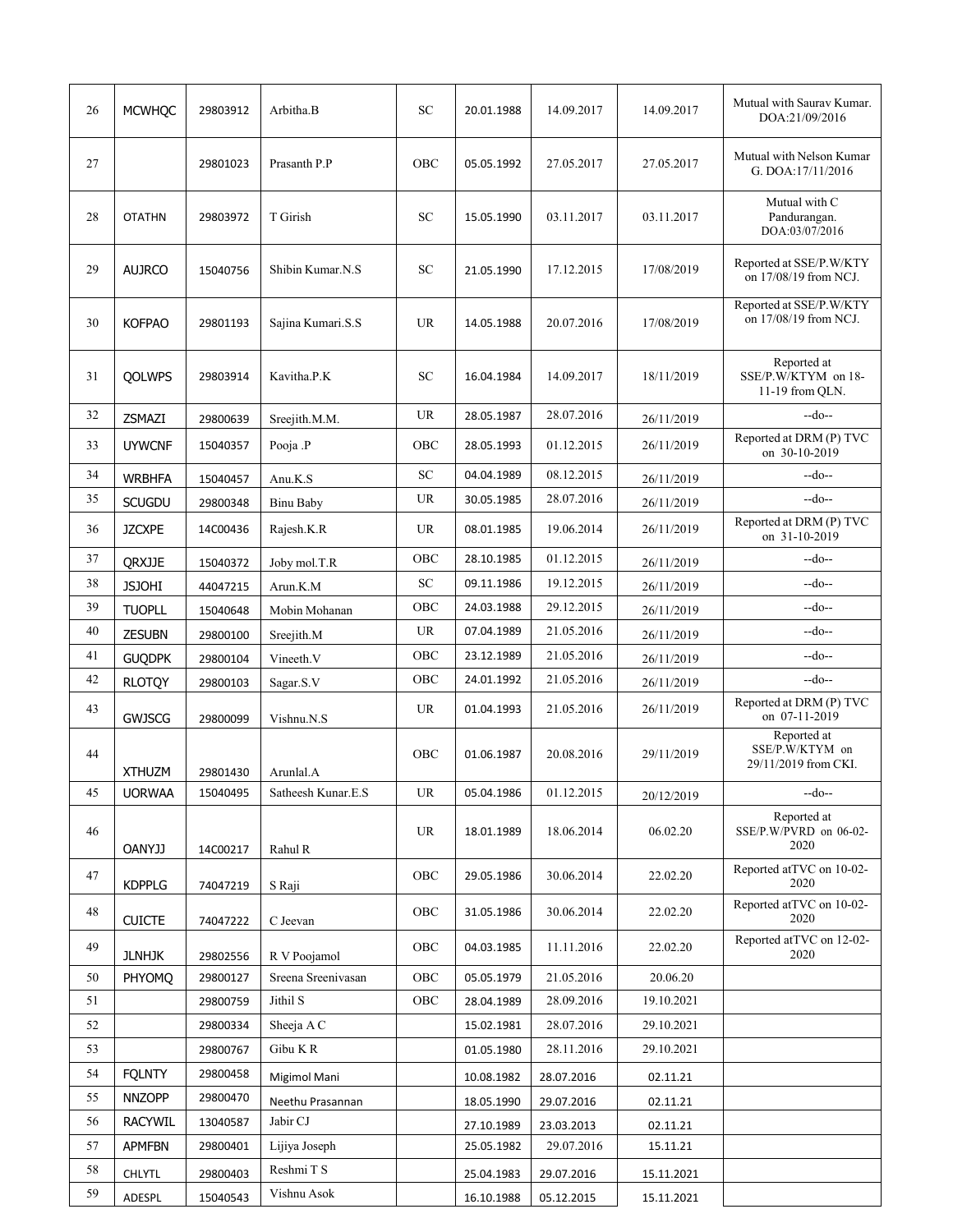| | | | | | | | | |
|---|---|---|---|---|---|---|---|---|
| 26 | MCWHQC | 29803912 | Arbitha.B | SC | 20.01.1988 | 14.09.2017 | 14.09.2017 | Mutual with Saurav Kumar. DOA:21/09/2016 |
| 27 | | 29801023 | Prasanth P.P | OBC | 05.05.1992 | 27.05.2017 | 27.05.2017 | Mutual with Nelson Kumar G. DOA:17/11/2016 |
| 28 | OTATHN | 29803972 | T Girish | SC | 15.05.1990 | 03.11.2017 | 03.11.2017 | Mutual with C Pandurangan. DOA:03/07/2016 |
| 29 | AUJRCO | 15040756 | Shibin Kumar.N.S | SC | 21.05.1990 | 17.12.2015 | 17/08/2019 | Reported at SSE/P.W/KTY on 17/08/19 from NCJ. |
| 30 | KOFPAO | 29801193 | Sajina Kumari.S.S | UR | 14.05.1988 | 20.07.2016 | 17/08/2019 | Reported at SSE/P.W/KTY on 17/08/19 from NCJ. |
| 31 | QOLWPS | 29803914 | Kavitha.P.K | SC | 16.04.1984 | 14.09.2017 | 18/11/2019 | Reported at SSE/P.W/KTYM on 18-11-19 from QLN. |
| 32 | ZSMAZI | 29800639 | Sreejith.M.M. | UR | 28.05.1987 | 28.07.2016 | 26/11/2019 | --do-- |
| 33 | UYWCNF | 15040357 | Pooja .P | OBC | 28.05.1993 | 01.12.2015 | 26/11/2019 | Reported at DRM (P) TVC on 30-10-2019 |
| 34 | WRBHFA | 15040457 | Anu.K.S | SC | 04.04.1989 | 08.12.2015 | 26/11/2019 | --do-- |
| 35 | SCUGDU | 29800348 | Binu Baby | UR | 30.05.1985 | 28.07.2016 | 26/11/2019 | --do-- |
| 36 | JZCXPE | 14C00436 | Rajesh.K.R | UR | 08.01.1985 | 19.06.2014 | 26/11/2019 | Reported at DRM (P) TVC on 31-10-2019 |
| 37 | QRXJJE | 15040372 | Joby mol.T.R | OBC | 28.10.1985 | 01.12.2015 | 26/11/2019 | --do-- |
| 38 | JSJOHI | 44047215 | Arun.K.M | SC | 09.11.1986 | 19.12.2015 | 26/11/2019 | --do-- |
| 39 | TUOPLL | 15040648 | Mobin Mohanan | OBC | 24.03.1988 | 29.12.2015 | 26/11/2019 | --do-- |
| 40 | ZESUBN | 29800100 | Sreejith.M | UR | 07.04.1989 | 21.05.2016 | 26/11/2019 | --do-- |
| 41 | GUQDPK | 29800104 | Vineeth.V | OBC | 23.12.1989 | 21.05.2016 | 26/11/2019 | --do-- |
| 42 | RLOTQY | 29800103 | Sagar.S.V | OBC | 24.01.1992 | 21.05.2016 | 26/11/2019 | --do-- |
| 43 | GWJSCG | 29800099 | Vishnu.N.S | UR | 01.04.1993 | 21.05.2016 | 26/11/2019 | Reported at DRM (P) TVC on 07-11-2019 |
| 44 | XTHUZM | 29801430 | Arunlal.A | OBC | 01.06.1987 | 20.08.2016 | 29/11/2019 | Reported at SSE/P.W/KTYM on 29/11/2019 from CKI. |
| 45 | UORWAA | 15040495 | Satheesh Kunar.E.S | UR | 05.04.1986 | 01.12.2015 | 20/12/2019 | --do-- |
| 46 | OANYJJ | 14C00217 | Rahul R | UR | 18.01.1989 | 18.06.2014 | 06.02.20 | Reported at SSE/P.W/PVRD on 06-02-2020 |
| 47 | KDPPLG | 74047219 | S Raji | OBC | 29.05.1986 | 30.06.2014 | 22.02.20 | Reported atTVC on 10-02-2020 |
| 48 | CUICTE | 74047222 | C Jeevan | OBC | 31.05.1986 | 30.06.2014 | 22.02.20 | Reported atTVC on 10-02-2020 |
| 49 | JLNHJK | 29802556 | R V Poojamol | OBC | 04.03.1985 | 11.11.2016 | 22.02.20 | Reported atTVC on 12-02-2020 |
| 50 | PHYOMQ | 29800127 | Sreena Sreenivasan | OBC | 05.05.1979 | 21.05.2016 | 20.06.20 | |
| 51 | | 29800759 | Jithil S | OBC | 28.04.1989 | 28.09.2016 | 19.10.2021 | |
| 52 | | 29800334 | Sheeja A C | | 15.02.1981 | 28.07.2016 | 29.10.2021 | |
| 53 | | 29800767 | Gibu K R | | 01.05.1980 | 28.11.2016 | 29.10.2021 | |
| 54 | FQLNTY | 29800458 | Migimol Mani | | 10.08.1982 | 28.07.2016 | 02.11.21 | |
| 55 | NNZOPP | 29800470 | Neethu Prasannan | | 18.05.1990 | 29.07.2016 | 02.11.21 | |
| 56 | RACYWIL | 13040587 | Jabir CJ | | 27.10.1989 | 23.03.2013 | 02.11.21 | |
| 57 | APMFBN | 29800401 | Lijiya Joseph | | 25.05.1982 | 29.07.2016 | 15.11.21 | |
| 58 | CHLYTL | 29800403 | Reshmi T S | | 25.04.1983 | 29.07.2016 | 15.11.2021 | |
| 59 | ADESPL | 15040543 | Vishnu Asok | | 16.10.1988 | 05.12.2015 | 15.11.2021 | |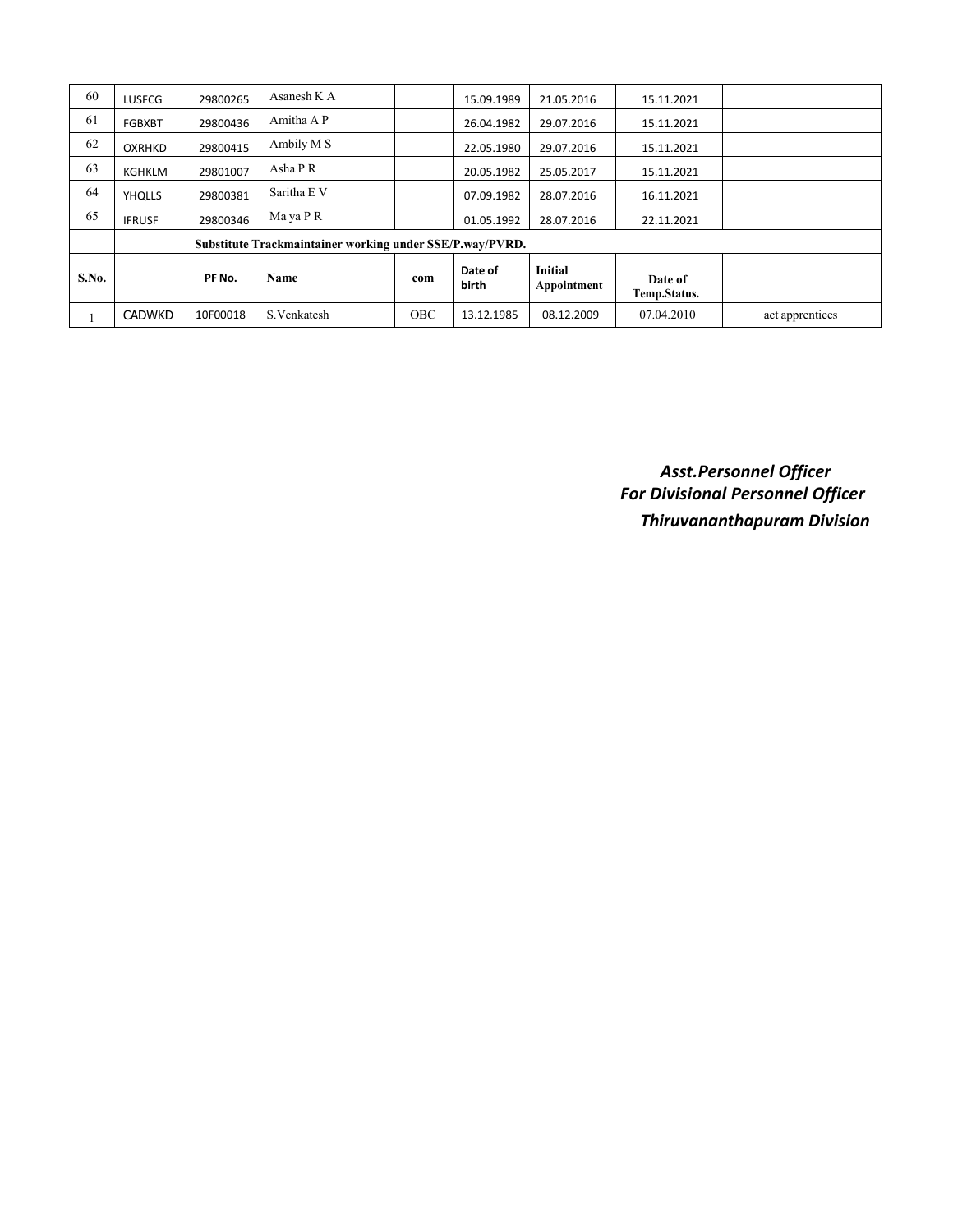| | | | | | | | | |
|---|---|---|---|---|---|---|---|---|
| 60 | LUSFCG | 29800265 | Asanesh K A | | 15.09.1989 | 21.05.2016 | 15.11.2021 | |
| 61 | FGBXBT | 29800436 | Amitha A P | | 26.04.1982 | 29.07.2016 | 15.11.2021 | |
| 62 | OXRHKD | 29800415 | Ambily M S | | 22.05.1980 | 29.07.2016 | 15.11.2021 | |
| 63 | KGHKLM | 29801007 | Asha P R | | 20.05.1982 | 25.05.2017 | 15.11.2021 | |
| 64 | YHQLLS | 29800381 | Saritha E V | | 07.09.1982 | 28.07.2016 | 16.11.2021 | |
| 65 | IFRUSF | 29800346 | Ma ya P R | | 01.05.1992 | 28.07.2016 | 22.11.2021 | |
| | | **Substitute Trackmaintainer working under SSE/P.way/PVRD.** | | | | | | |
| **S.No.** | | **PF No.** | **Name** | **com** | **Date of birth** | **Initial Appointment** | **Date of Temp.Status.** | |
| 1 | CADWKD | 10F00018 | S.Venkatesh | OBC | 13.12.1985 | 08.12.2009 | 07.04.2010 | act apprentices |

***Asst.Personnel Officer***
***For Divisional Personnel Officer***
***Thiruvananthapuram Division***